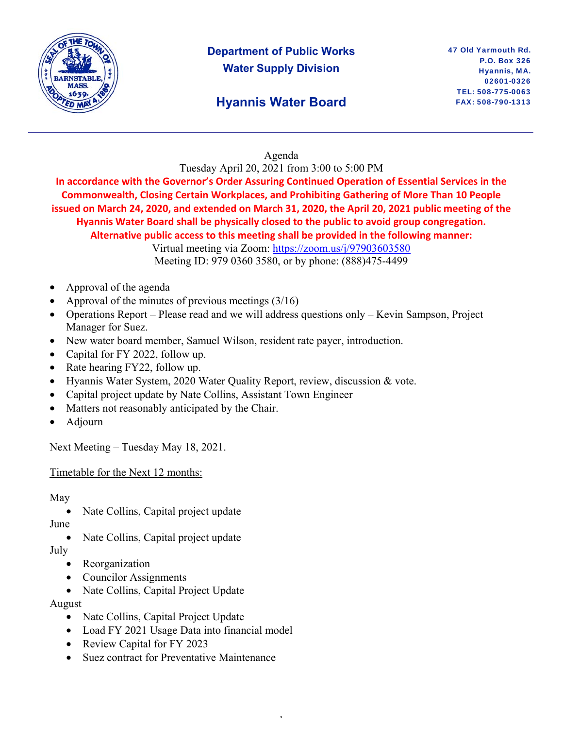**Department of Public Works**
**Water Supply Division**

## Hyannis Water Board

47 Old Yarmouth Rd.
P.O. Box 326
Hyannis, MA.
02601-0326
TEL: 508-775-0063
FAX: 508-790-1313

---

Agenda
Tuesday April 20, 2021 from 3:00 to 5:00 PM

**In accordance with the Governor's Order Assuring Continued Operation of Essential Services in the Commonwealth, Closing Certain Workplaces, and Prohibiting Gathering of More Than 10 People issued on March 24, 2020, and extended on March 31, 2020, the April 20, 2021 public meeting of the Hyannis Water Board shall be physically closed to the public to avoid group congregation. Alternative public access to this meeting shall be provided in the following manner:**

Virtual meeting via Zoom: https://zoom.us/j/97903603580
Meeting ID: 979 0360 3580, or by phone: (888)475-4499

- Approval of the agenda
- Approval of the minutes of previous meetings (3/16)
- Operations Report – Please read and we will address questions only – Kevin Sampson, Project Manager for Suez.
- New water board member, Samuel Wilson, resident rate payer, introduction.
- Capital for FY 2022, follow up.
- Rate hearing FY22, follow up.
- Hyannis Water System, 2020 Water Quality Report, review, discussion & vote.
- Capital project update by Nate Collins, Assistant Town Engineer
- Matters not reasonably anticipated by the Chair.
- Adjourn

Next Meeting – Tuesday May 18, 2021.

Timetable for the Next 12 months:

May
- Nate Collins, Capital project update

June
- Nate Collins, Capital project update

July
- Reorganization
- Councilor Assignments
- Nate Collins, Capital Project Update

August
- Nate Collins, Capital Project Update
- Load FY 2021 Usage Data into financial model
- Review Capital for FY 2023
- Suez contract for Preventative Maintenance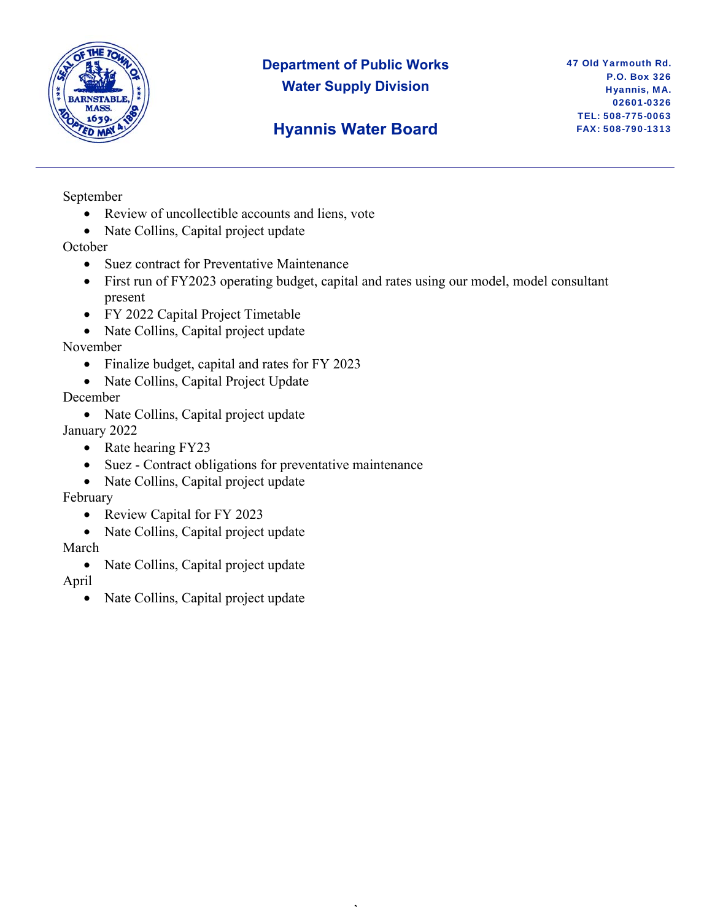Department of Public Works
Water Supply Division

Hyannis Water Board

47 Old Yarmouth Rd.
P.O. Box 326
Hyannis, MA.
02601-0326
TEL: 508-775-0063
FAX: 508-790-1313

September
- Review of uncollectible accounts and liens, vote
- Nate Collins, Capital project update

October
- Suez contract for Preventative Maintenance
- First run of FY2023 operating budget, capital and rates using our model, model consultant present
- FY 2022 Capital Project Timetable
- Nate Collins, Capital project update

November
- Finalize budget, capital and rates for FY 2023
- Nate Collins, Capital Project Update

December
- Nate Collins, Capital project update

January 2022
- Rate hearing FY23
- Suez - Contract obligations for preventative maintenance
- Nate Collins, Capital project update

February
- Review Capital for FY 2023
- Nate Collins, Capital project update

March
- Nate Collins, Capital project update

April
- Nate Collins, Capital project update